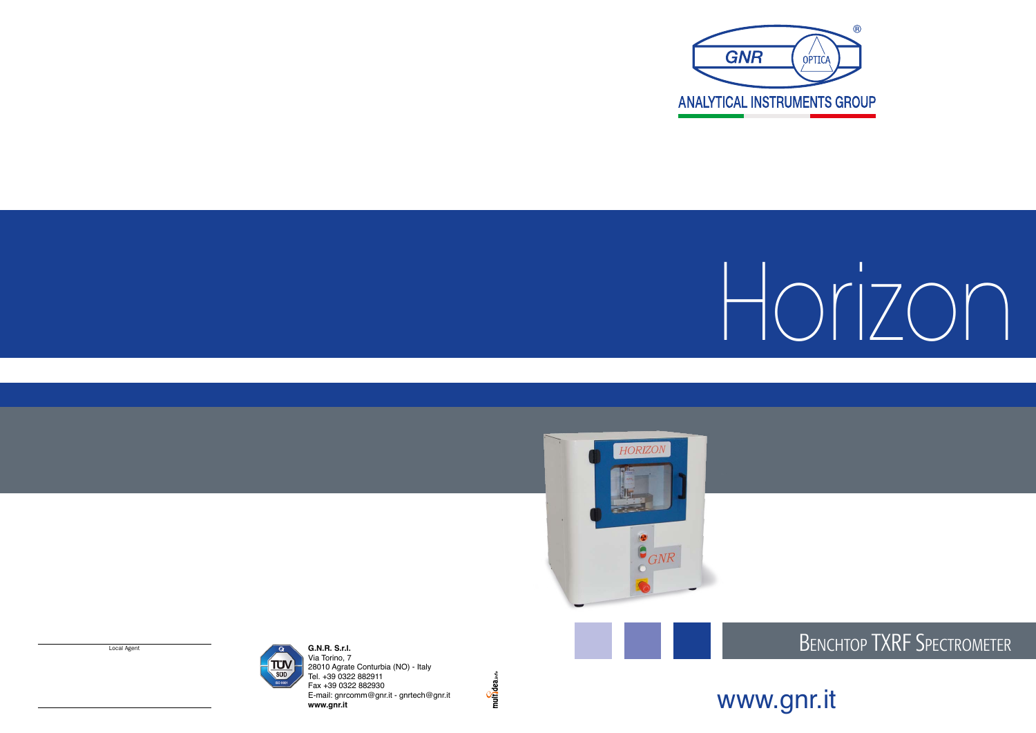GNR OPTICA ®

ANALYTICAL INSTRUMENTS GROUP

# Horizon

## Benchtop TXRF Spectrometer

Local Agent

**G.N.R. S.r.l.**
Via Torino, 7
28010 Agrate Conturbia (NO) - Italy
Tel. +39 0322 882911
Fax +39 0322 882930
E-mail: gnrcomm@gnr.it - gnrtech@gnr.it
**www.gnr.it**

www.gnr.it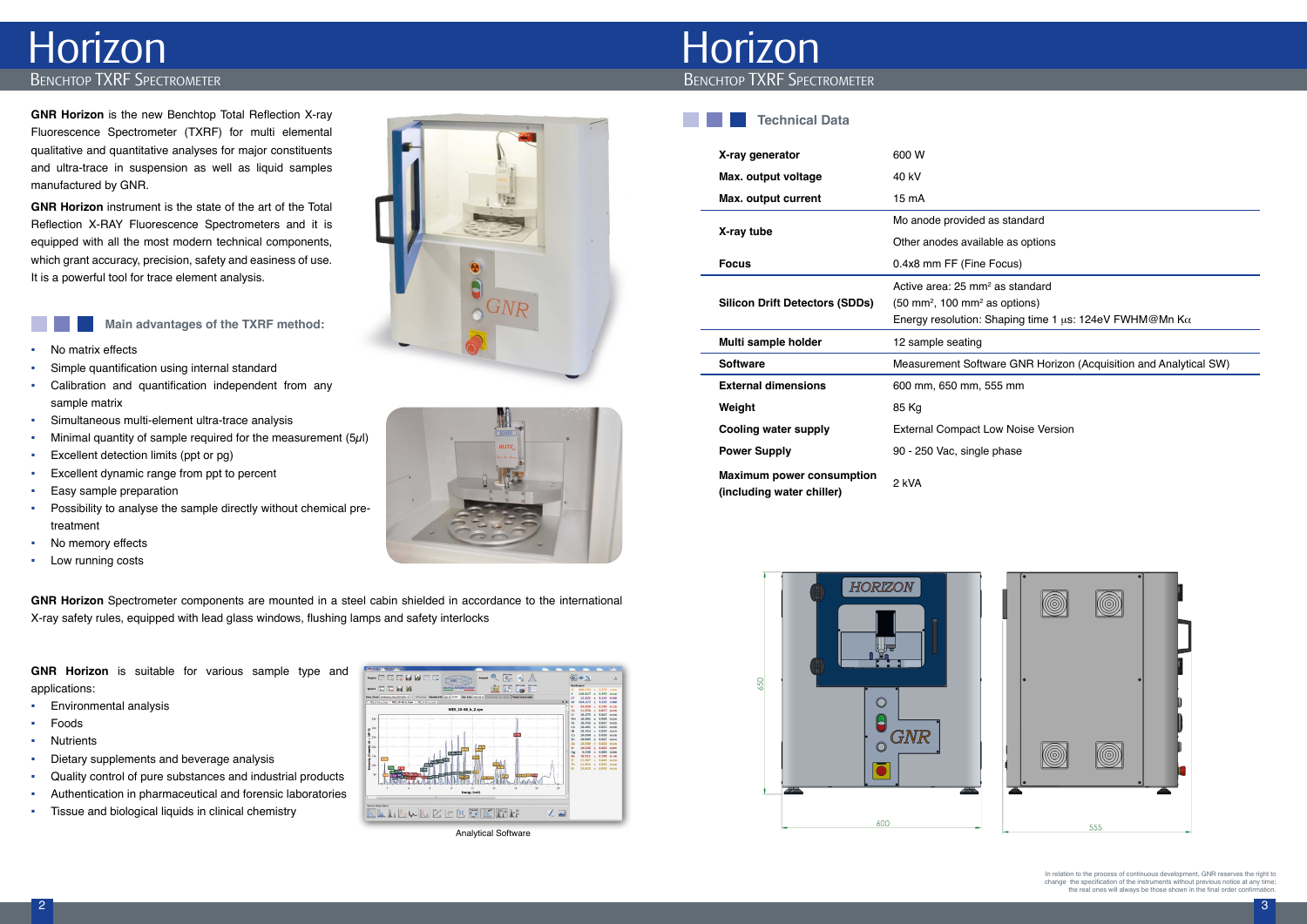# Horizon

## Benchtop TXRF Spectrometer

**GNR Horizon** is the new Benchtop Total Reflection X-ray Fluorescence Spectrometer (TXRF) for multi elemental qualitative and quantitative analyses for major constituents and ultra-trace in suspension as well as liquid samples manufactured by GNR.

**GNR Horizon** instrument is the state of the art of the Total Reflection X-RAY Fluorescence Spectrometers and it is equipped with all the most modern technical components, which grant accuracy, precision, safety and easiness of use. It is a powerful tool for trace element analysis.

### Main advantages of the TXRF method:

- No matrix effects
- Simple quantification using internal standard
- Calibration and quantification independent from any sample matrix
- Simultaneous multi-element ultra-trace analysis
- Minimal quantity of sample required for the measurement (5µl)
- Excellent detection limits (ppt or pg)
- Excellent dynamic range from ppt to percent
- Easy sample preparation
- Possibility to analyse the sample directly without chemical pre-treatment
- No memory effects
- Low running costs

**GNR Horizon** Spectrometer components are mounted in a steel cabin shielded in accordance to the international X-ray safety rules, equipped with lead glass windows, flushing lamps and safety interlocks

**GNR Horizon** is suitable for various sample type and applications:

- Environmental analysis
- Foods
- Nutrients
- Dietary supplements and beverage analysis
- Quality control of pure substances and industrial products
- Authentication in pharmaceutical and forensic laboratories
- Tissue and biological liquids in clinical chemistry

Analytical Software

# Horizon

## Benchtop TXRF Spectrometer

### Technical Data

| | |
|---|---|
| **X-ray generator** | 600 W |
| **Max. output voltage** | 40 kV |
| **Max. output current** | 15 mA |
| **X-ray tube** | Mo anode provided as standard<br>Other anodes available as options |
| **Focus** | 0.4x8 mm FF (Fine Focus) |
| **Silicon Drift Detectors (SDDs)** | Active area: 25 mm² as standard<br>(50 mm², 100 mm² as options)<br>Energy resolution: Shaping time 1 µs: 124eV FWHM@Mn Kα |
| **Multi sample holder** | 12 sample seating |
| **Software** | Measurement Software GNR Horizon (Acquisition and Analytical SW) |
| **External dimensions** | 600 mm, 650 mm, 555 mm |
| **Weight** | 85 Kg |
| **Cooling water supply** | External Compact Low Noise Version |
| **Power Supply** | 90 - 250 Vac, single phase |
| **Maximum power consumption (including water chiller)** | 2 kVA |

HORIZON
GNR
650
600
555

In relation to the process of continuous development, GNR reserves the right to change the specification of the instruments without previous notice at any time; the real ones will always be those shown in the final order confirmation.